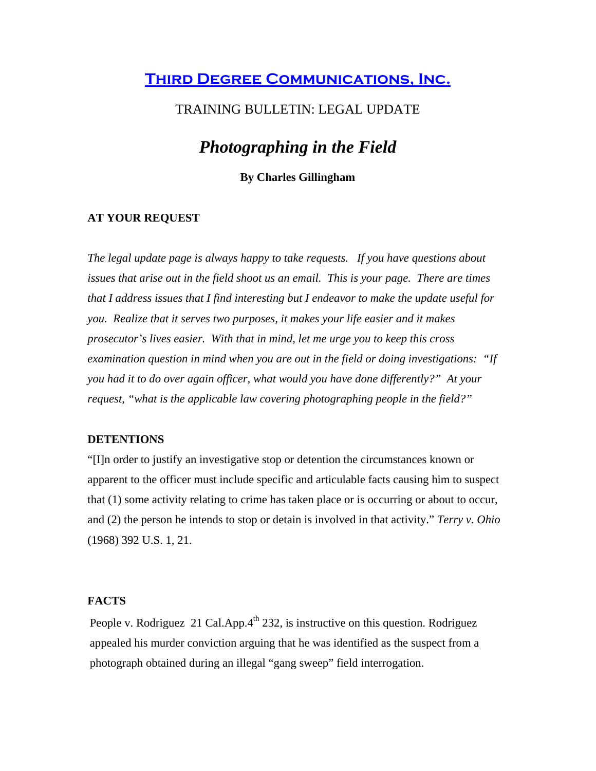# Third Degree Communications, Inc.

## TRAINING BULLETIN: LEGAL UPDATE

## *Photographing in the Field*

**By Charles Gillingham**

### AT YOUR REQUEST

*The legal update page is always happy to take requests. If you have questions about issues that arise out in the field shoot us an email. This is your page. There are times that I address issues that I find interesting but I endeavor to make the update useful for you. Realize that it serves two purposes, it makes your life easier and it makes prosecutor's lives easier. With that in mind, let me urge you to keep this cross examination question in mind when you are out in the field or doing investigations: "If you had it to do over again officer, what would you have done differently?" At your request, "what is the applicable law covering photographing people in the field?"*

### DETENTIONS

"[I]n order to justify an investigative stop or detention the circumstances known or apparent to the officer must include specific and articulable facts causing him to suspect that (1) some activity relating to crime has taken place or is occurring or about to occur, and (2) the person he intends to stop or detain is involved in that activity." *Terry v. Ohio* (1968) 392 U.S. 1, 21.

### FACTS

People v. Rodriguez 21 Cal.App.4th 232, is instructive on this question. Rodriguez appealed his murder conviction arguing that he was identified as the suspect from a photograph obtained during an illegal "gang sweep" field interrogation.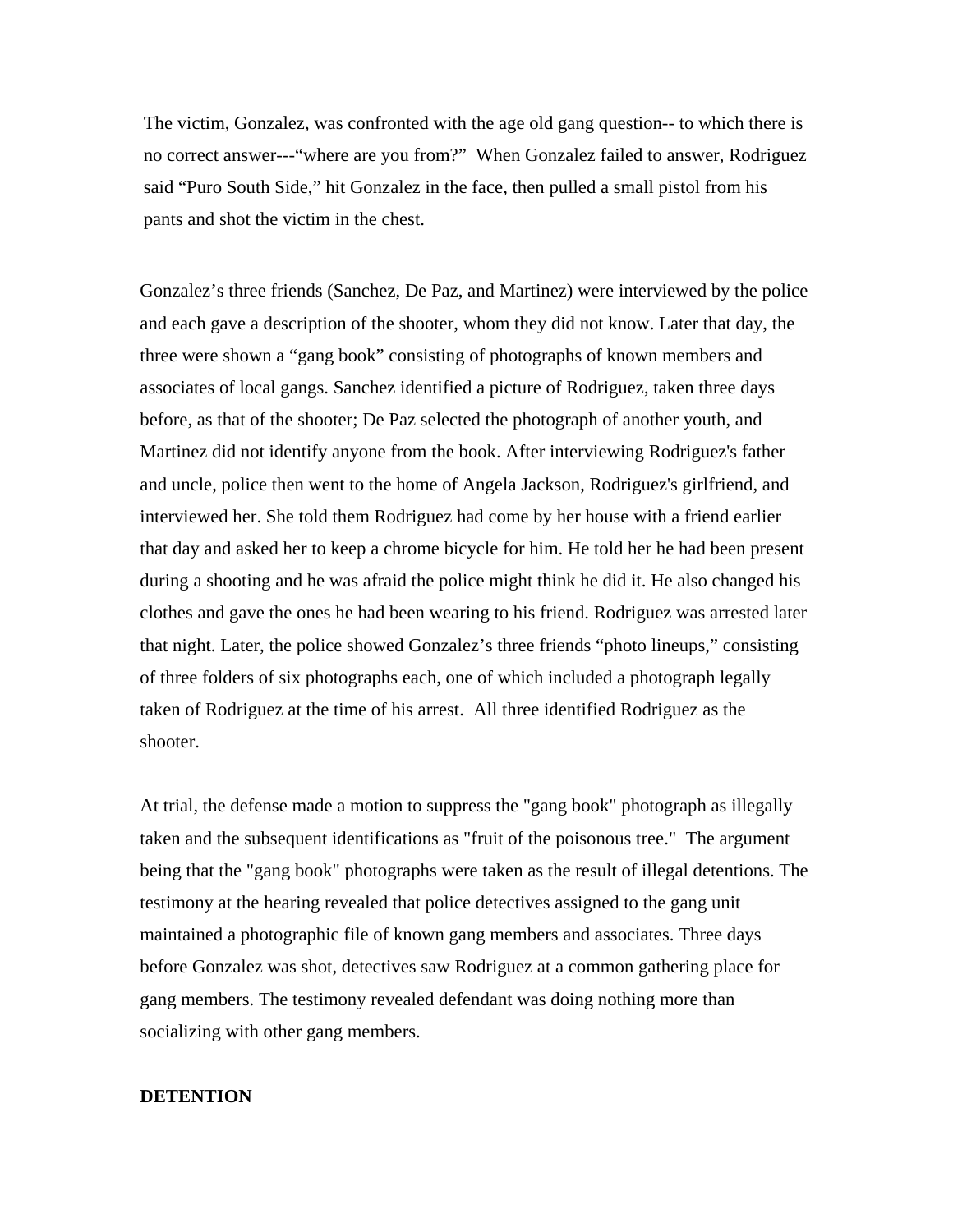The victim, Gonzalez, was confronted with the age old gang question-- to which there is no correct answer---"where are you from?" When Gonzalez failed to answer, Rodriguez said "Puro South Side," hit Gonzalez in the face, then pulled a small pistol from his pants and shot the victim in the chest.

Gonzalez's three friends (Sanchez, De Paz, and Martinez) were interviewed by the police and each gave a description of the shooter, whom they did not know. Later that day, the three were shown a "gang book" consisting of photographs of known members and associates of local gangs. Sanchez identified a picture of Rodriguez, taken three days before, as that of the shooter; De Paz selected the photograph of another youth, and Martinez did not identify anyone from the book. After interviewing Rodriguez's father and uncle, police then went to the home of Angela Jackson, Rodriguez's girlfriend, and interviewed her. She told them Rodriguez had come by her house with a friend earlier that day and asked her to keep a chrome bicycle for him. He told her he had been present during a shooting and he was afraid the police might think he did it. He also changed his clothes and gave the ones he had been wearing to his friend. Rodriguez was arrested later that night. Later, the police showed Gonzalez's three friends "photo lineups," consisting of three folders of six photographs each, one of which included a photograph legally taken of Rodriguez at the time of his arrest. All three identified Rodriguez as the shooter.

At trial, the defense made a motion to suppress the "gang book" photograph as illegally taken and the subsequent identifications as "fruit of the poisonous tree." The argument being that the "gang book" photographs were taken as the result of illegal detentions. The testimony at the hearing revealed that police detectives assigned to the gang unit maintained a photographic file of known gang members and associates. Three days before Gonzalez was shot, detectives saw Rodriguez at a common gathering place for gang members. The testimony revealed defendant was doing nothing more than socializing with other gang members.

**DETENTION**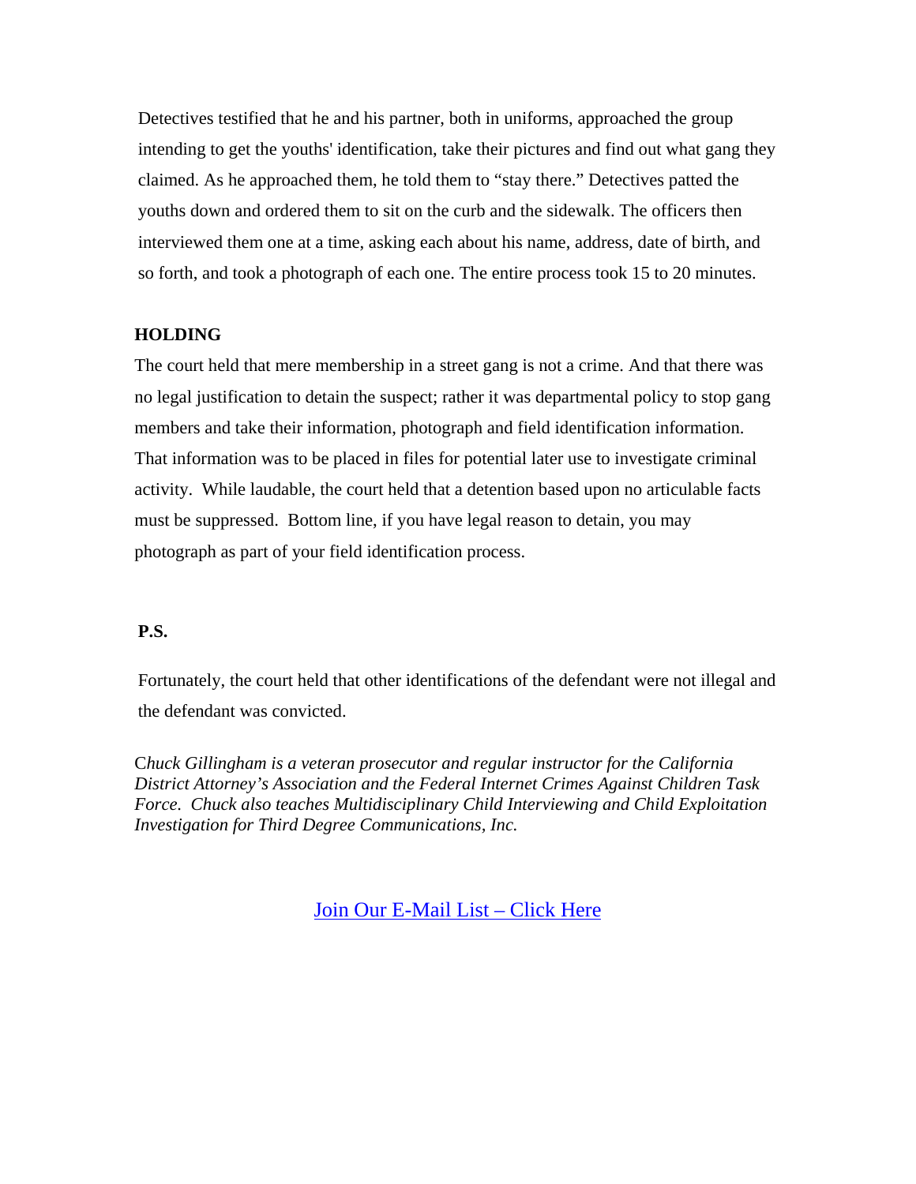Detectives testified that he and his partner, both in uniforms, approached the group intending to get the youths' identification, take their pictures and find out what gang they claimed. As he approached them, he told them to "stay there." Detectives patted the youths down and ordered them to sit on the curb and the sidewalk. The officers then interviewed them one at a time, asking each about his name, address, date of birth, and so forth, and took a photograph of each one. The entire process took 15 to 20 minutes.

**HOLDING**

The court held that mere membership in a street gang is not a crime. And that there was no legal justification to detain the suspect; rather it was departmental policy to stop gang members and take their information, photograph and field identification information. That information was to be placed in files for potential later use to investigate criminal activity. While laudable, the court held that a detention based upon no articulable facts must be suppressed. Bottom line, if you have legal reason to detain, you may photograph as part of your field identification process.

**P.S.**

Fortunately, the court held that other identifications of the defendant were not illegal and the defendant was convicted.

*Chuck Gillingham is a veteran prosecutor and regular instructor for the California District Attorney's Association and the Federal Internet Crimes Against Children Task Force. Chuck also teaches Multidisciplinary Child Interviewing and Child Exploitation Investigation for Third Degree Communications, Inc.*

Join Our E-Mail List – Click Here